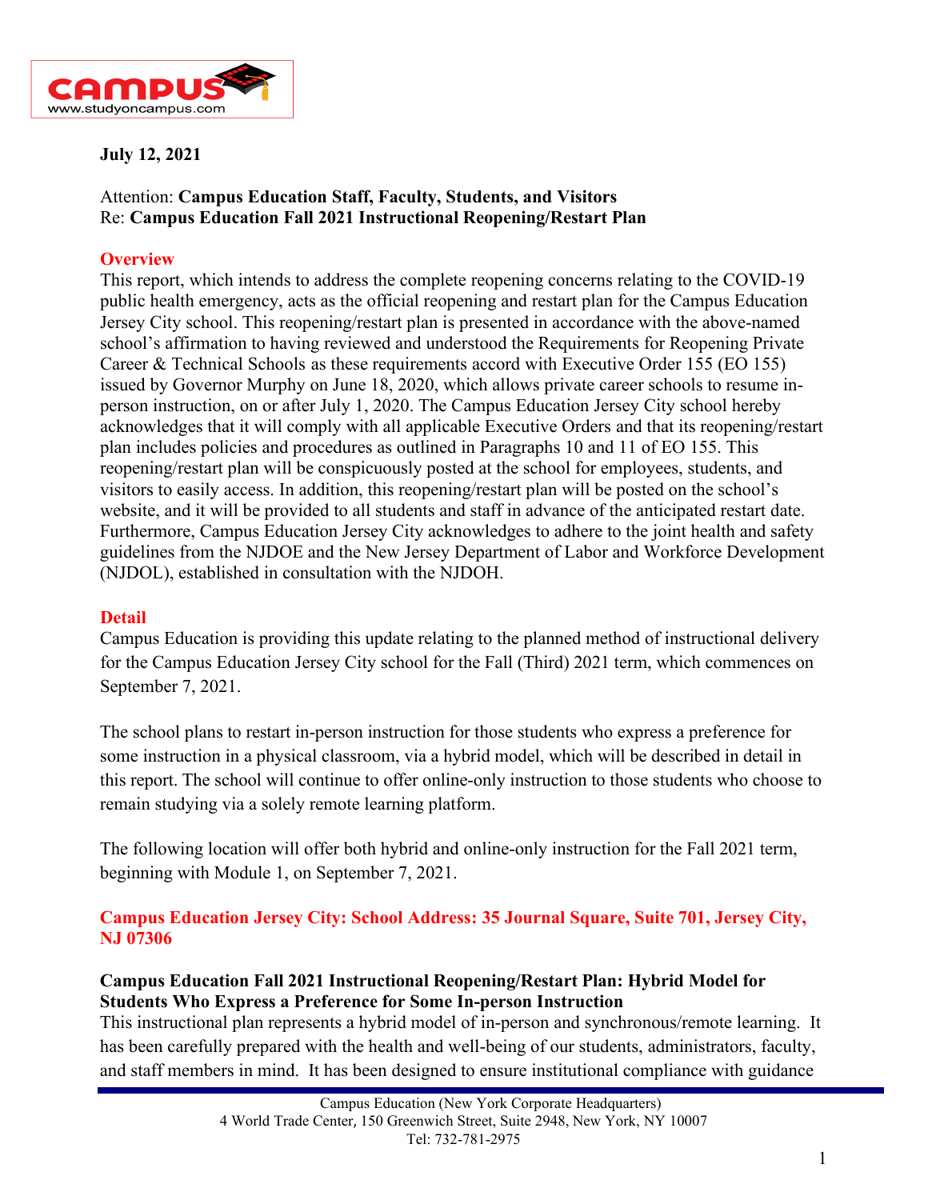**July 12, 2021**

Attention: **Campus Education Staff, Faculty, Students, and Visitors**
Re: **Campus Education Fall 2021 Instructional Reopening/Restart Plan**

## Overview

This report, which intends to address the complete reopening concerns relating to the COVID-19 public health emergency, acts as the official reopening and restart plan for the Campus Education Jersey City school. This reopening/restart plan is presented in accordance with the above-named school's affirmation to having reviewed and understood the Requirements for Reopening Private Career & Technical Schools as these requirements accord with Executive Order 155 (EO 155) issued by Governor Murphy on June 18, 2020, which allows private career schools to resume in-person instruction, on or after July 1, 2020. The Campus Education Jersey City school hereby acknowledges that it will comply with all applicable Executive Orders and that its reopening/restart plan includes policies and procedures as outlined in Paragraphs 10 and 11 of EO 155. This reopening/restart plan will be conspicuously posted at the school for employees, students, and visitors to easily access. In addition, this reopening/restart plan will be posted on the school's website, and it will be provided to all students and staff in advance of the anticipated restart date. Furthermore, Campus Education Jersey City acknowledges to adhere to the joint health and safety guidelines from the NJDOE and the New Jersey Department of Labor and Workforce Development (NJDOL), established in consultation with the NJDOH.

## Detail

Campus Education is providing this update relating to the planned method of instructional delivery for the Campus Education Jersey City school for the Fall (Third) 2021 term, which commences on September 7, 2021.

The school plans to restart in-person instruction for those students who express a preference for some instruction in a physical classroom, via a hybrid model, which will be described in detail in this report. The school will continue to offer online-only instruction to those students who choose to remain studying via a solely remote learning platform.

The following location will offer both hybrid and online-only instruction for the Fall 2021 term, beginning with Module 1, on September 7, 2021.

### Campus Education Jersey City: School Address: 35 Journal Square, Suite 701, Jersey City, NJ 07306

### Campus Education Fall 2021 Instructional Reopening/Restart Plan: Hybrid Model for Students Who Express a Preference for Some In-person Instruction

This instructional plan represents a hybrid model of in-person and synchronous/remote learning. It has been carefully prepared with the health and well-being of our students, administrators, faculty, and staff members in mind. It has been designed to ensure institutional compliance with guidance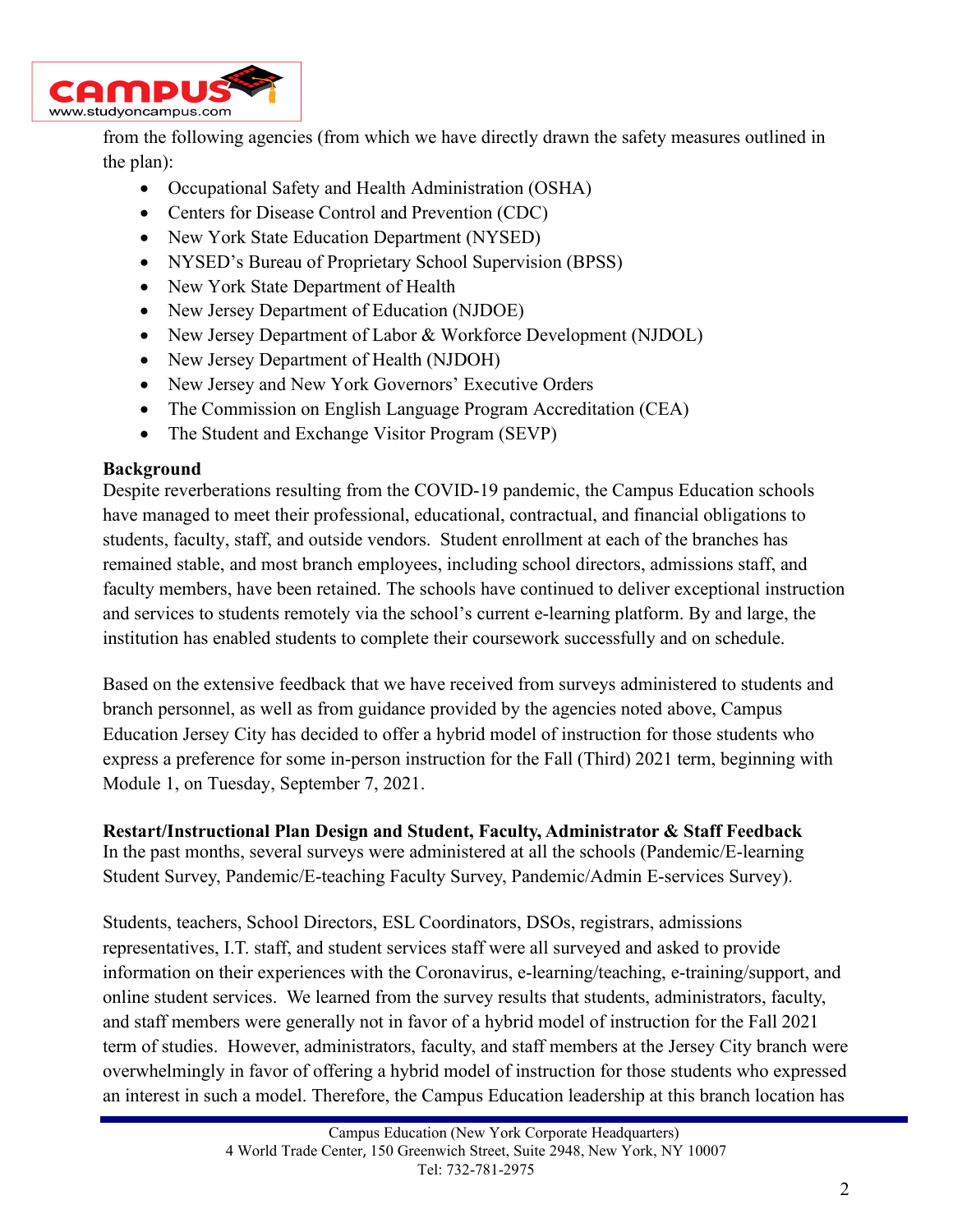from the following agencies (from which we have directly drawn the safety measures outlined in the plan):

- Occupational Safety and Health Administration (OSHA)
- Centers for Disease Control and Prevention (CDC)
- New York State Education Department (NYSED)
- NYSED's Bureau of Proprietary School Supervision (BPSS)
- New York State Department of Health
- New Jersey Department of Education (NJDOE)
- New Jersey Department of Labor & Workforce Development (NJDOL)
- New Jersey Department of Health (NJDOH)
- New Jersey and New York Governors' Executive Orders
- The Commission on English Language Program Accreditation (CEA)
- The Student and Exchange Visitor Program (SEVP)

**Background**

Despite reverberations resulting from the COVID-19 pandemic, the Campus Education schools have managed to meet their professional, educational, contractual, and financial obligations to students, faculty, staff, and outside vendors. Student enrollment at each of the branches has remained stable, and most branch employees, including school directors, admissions staff, and faculty members, have been retained. The schools have continued to deliver exceptional instruction and services to students remotely via the school's current e-learning platform. By and large, the institution has enabled students to complete their coursework successfully and on schedule.

Based on the extensive feedback that we have received from surveys administered to students and branch personnel, as well as from guidance provided by the agencies noted above, Campus Education Jersey City has decided to offer a hybrid model of instruction for those students who express a preference for some in-person instruction for the Fall (Third) 2021 term, beginning with Module 1, on Tuesday, September 7, 2021.

**Restart/Instructional Plan Design and Student, Faculty, Administrator & Staff Feedback**

In the past months, several surveys were administered at all the schools (Pandemic/E-learning Student Survey, Pandemic/E-teaching Faculty Survey, Pandemic/Admin E-services Survey).

Students, teachers, School Directors, ESL Coordinators, DSOs, registrars, admissions representatives, I.T. staff, and student services staff were all surveyed and asked to provide information on their experiences with the Coronavirus, e-learning/teaching, e-training/support, and online student services. We learned from the survey results that students, administrators, faculty, and staff members were generally not in favor of a hybrid model of instruction for the Fall 2021 term of studies. However, administrators, faculty, and staff members at the Jersey City branch were overwhelmingly in favor of offering a hybrid model of instruction for those students who expressed an interest in such a model. Therefore, the Campus Education leadership at this branch location has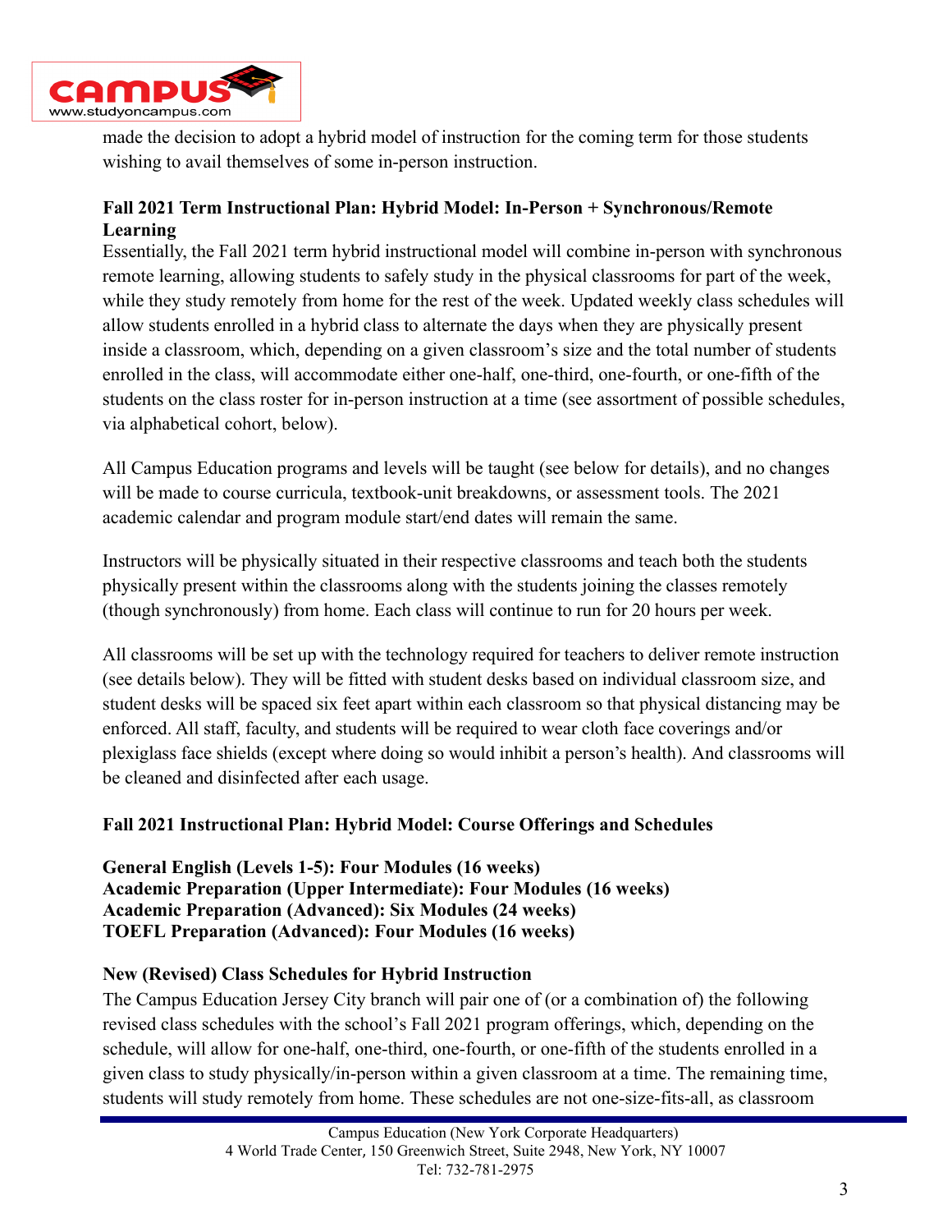made the decision to adopt a hybrid model of instruction for the coming term for those students wishing to avail themselves of some in-person instruction.

**Fall 2021 Term Instructional Plan: Hybrid Model: In-Person + Synchronous/Remote Learning**

Essentially, the Fall 2021 term hybrid instructional model will combine in-person with synchronous remote learning, allowing students to safely study in the physical classrooms for part of the week, while they study remotely from home for the rest of the week. Updated weekly class schedules will allow students enrolled in a hybrid class to alternate the days when they are physically present inside a classroom, which, depending on a given classroom's size and the total number of students enrolled in the class, will accommodate either one-half, one-third, one-fourth, or one-fifth of the students on the class roster for in-person instruction at a time (see assortment of possible schedules, via alphabetical cohort, below).

All Campus Education programs and levels will be taught (see below for details), and no changes will be made to course curricula, textbook-unit breakdowns, or assessment tools. The 2021 academic calendar and program module start/end dates will remain the same.

Instructors will be physically situated in their respective classrooms and teach both the students physically present within the classrooms along with the students joining the classes remotely (though synchronously) from home. Each class will continue to run for 20 hours per week.

All classrooms will be set up with the technology required for teachers to deliver remote instruction (see details below). They will be fitted with student desks based on individual classroom size, and student desks will be spaced six feet apart within each classroom so that physical distancing may be enforced. All staff, faculty, and students will be required to wear cloth face coverings and/or plexiglass face shields (except where doing so would inhibit a person's health). And classrooms will be cleaned and disinfected after each usage.

**Fall 2021 Instructional Plan: Hybrid Model: Course Offerings and Schedules**

**General English (Levels 1-5): Four Modules (16 weeks)**
**Academic Preparation (Upper Intermediate): Four Modules (16 weeks)**
**Academic Preparation (Advanced): Six Modules (24 weeks)**
**TOEFL Preparation (Advanced): Four Modules (16 weeks)**

**New (Revised) Class Schedules for Hybrid Instruction**

The Campus Education Jersey City branch will pair one of (or a combination of) the following revised class schedules with the school's Fall 2021 program offerings, which, depending on the schedule, will allow for one-half, one-third, one-fourth, or one-fifth of the students enrolled in a given class to study physically/in-person within a given classroom at a time. The remaining time, students will study remotely from home. These schedules are not one-size-fits-all, as classroom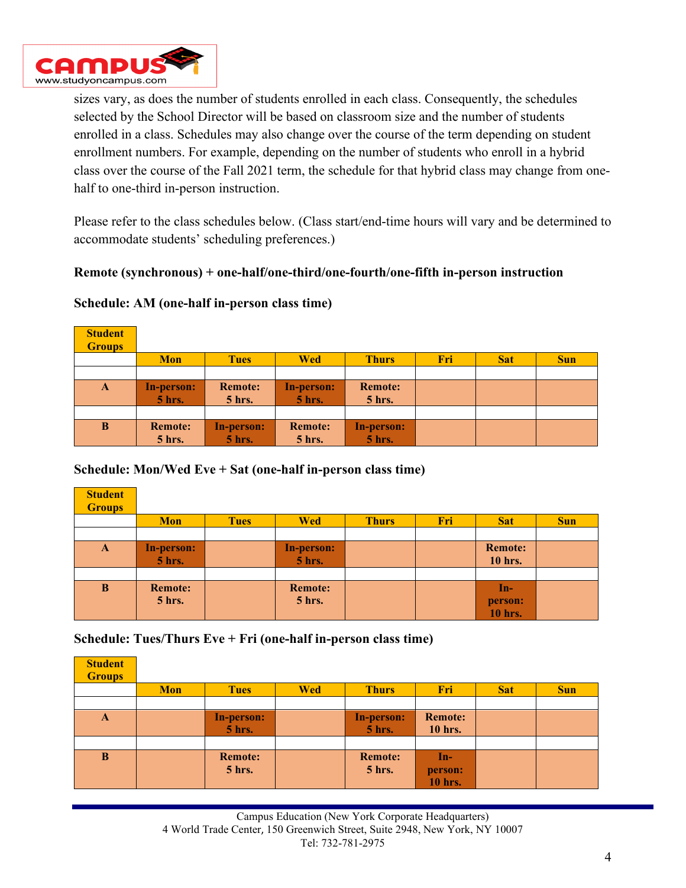sizes vary, as does the number of students enrolled in each class. Consequently, the schedules selected by the School Director will be based on classroom size and the number of students enrolled in a class. Schedules may also change over the course of the term depending on student enrollment numbers. For example, depending on the number of students who enroll in a hybrid class over the course of the Fall 2021 term, the schedule for that hybrid class may change from one-half to one-third in-person instruction.

Please refer to the class schedules below. (Class start/end-time hours will vary and be determined to accommodate students' scheduling preferences.)

**Remote (synchronous) + one-half/one-third/one-fourth/one-fifth in-person instruction**

**Schedule: AM (one-half in-person class time)**

| Student Groups | Mon | Tues | Wed | Thurs | Fri | Sat | Sun |
|---|---|---|---|---|---|---|---|
| A | In-person: 5 hrs. | Remote: 5 hrs. | In-person: 5 hrs. | Remote: 5 hrs. | | | |
| B | Remote: 5 hrs. | In-person: 5 hrs. | Remote: 5 hrs. | In-person: 5 hrs. | | | |

**Schedule: Mon/Wed Eve + Sat (one-half in-person class time)**

| Student Groups | Mon | Tues | Wed | Thurs | Fri | Sat | Sun |
|---|---|---|---|---|---|---|---|
| A | In-person: 5 hrs. | | In-person: 5 hrs. | | | Remote: 10 hrs. | |
| B | Remote: 5 hrs. | | Remote: 5 hrs. | | | In-person: 10 hrs. | |

**Schedule: Tues/Thurs Eve + Fri (one-half in-person class time)**

| Student Groups | Mon | Tues | Wed | Thurs | Fri | Sat | Sun |
|---|---|---|---|---|---|---|---|
| A | | In-person: 5 hrs. | | In-person: 5 hrs. | Remote: 10 hrs. | | |
| B | | Remote: 5 hrs. | | Remote: 5 hrs. | In-person: 10 hrs. | | |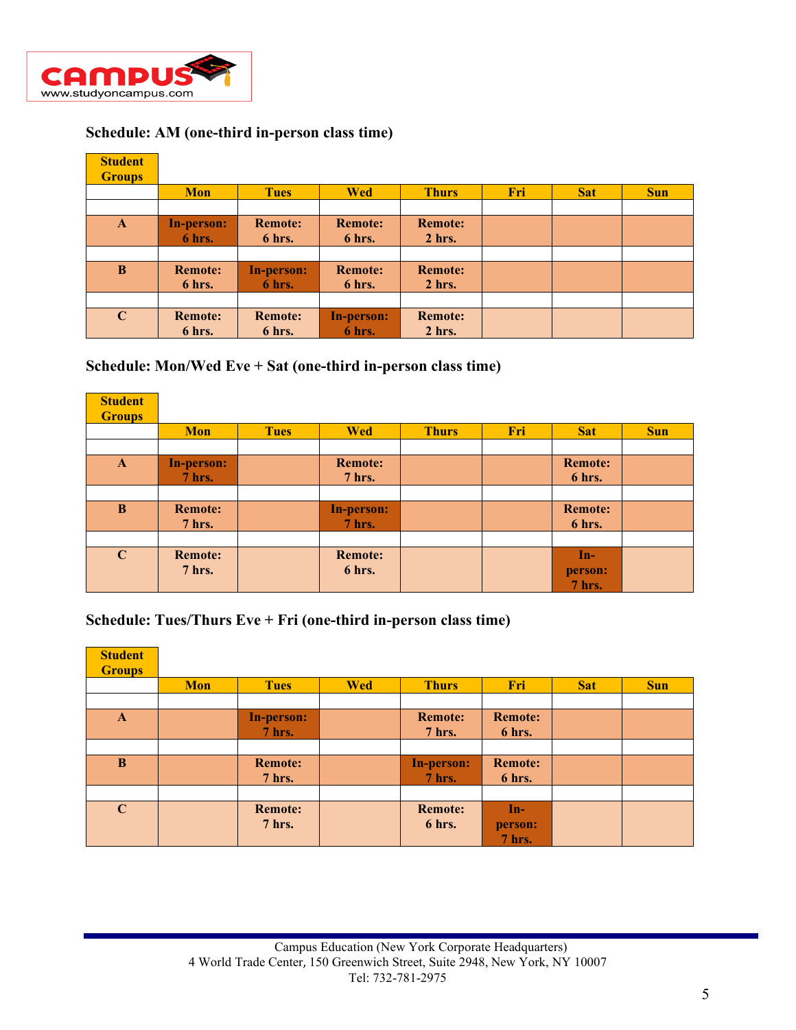**Schedule: AM (one-third in-person class time)**

| Student Groups | Mon | Tues | Wed | Thurs | Fri | Sat | Sun |
|---|---|---|---|---|---|---|---|
| A | In-person: 6 hrs. | Remote: 6 hrs. | Remote: 6 hrs. | Remote: 2 hrs. | | | |
| B | Remote: 6 hrs. | In-person: 6 hrs. | Remote: 6 hrs. | Remote: 2 hrs. | | | |
| C | Remote: 6 hrs. | Remote: 6 hrs. | In-person: 6 hrs. | Remote: 2 hrs. | | | |

**Schedule: Mon/Wed Eve + Sat (one-third in-person class time)**

| Student Groups | Mon | Tues | Wed | Thurs | Fri | Sat | Sun |
|---|---|---|---|---|---|---|---|
| A | In-person: 7 hrs. | | Remote: 7 hrs. | | | Remote: 6 hrs. | |
| B | Remote: 7 hrs. | | In-person: 7 hrs. | | | Remote: 6 hrs. | |
| C | Remote: 7 hrs. | | Remote: 6 hrs. | | | In-person: 7 hrs. | |

**Schedule: Tues/Thurs Eve + Fri (one-third in-person class time)**

| Student Groups | Mon | Tues | Wed | Thurs | Fri | Sat | Sun |
|---|---|---|---|---|---|---|---|
| A | | In-person: 7 hrs. | | Remote: 7 hrs. | Remote: 6 hrs. | | |
| B | | Remote: 7 hrs. | | In-person: 7 hrs. | Remote: 6 hrs. | | |
| C | | Remote: 7 hrs. | | Remote: 6 hrs. | In-person: 7 hrs. | | |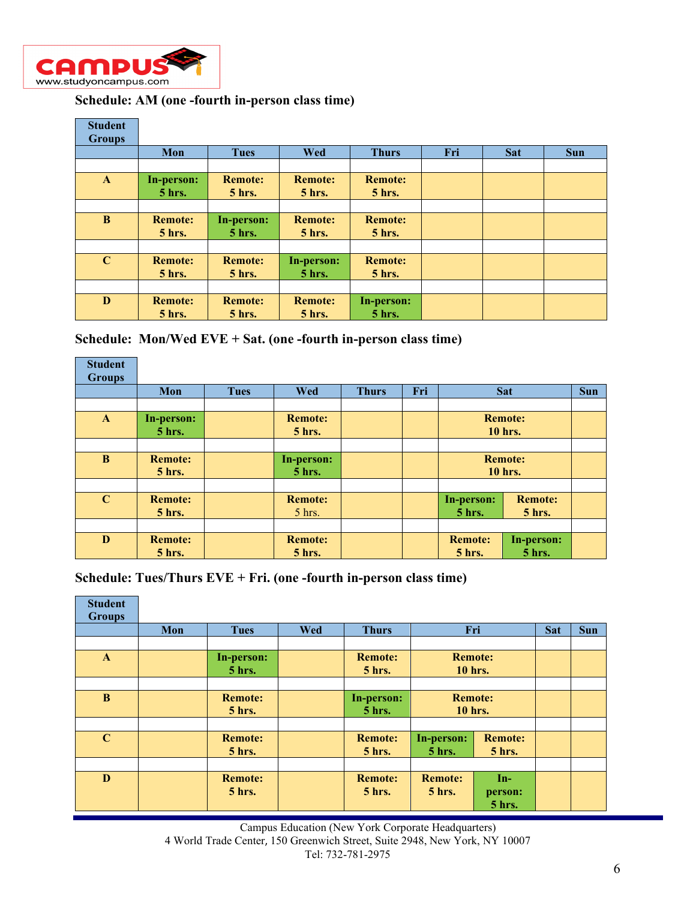**Schedule: AM (one -fourth in-person class time)**

| Student Groups | Mon | Tues | Wed | Thurs | Fri | Sat | Sun |
|---|---|---|---|---|---|---|---|
| A | In-person: 5 hrs. | Remote: 5 hrs. | Remote: 5 hrs. | Remote: 5 hrs. | | | |
| B | Remote: 5 hrs. | In-person: 5 hrs. | Remote: 5 hrs. | Remote: 5 hrs. | | | |
| C | Remote: 5 hrs. | Remote: 5 hrs. | In-person: 5 hrs. | Remote: 5 hrs. | | | |
| D | Remote: 5 hrs. | Remote: 5 hrs. | Remote: 5 hrs. | In-person: 5 hrs. | | | |

**Schedule: Mon/Wed EVE + Sat. (one -fourth in-person class time)**

| Student Groups | Mon | Tues | Wed | Thurs | Fri | Sat | | Sun |
|---|---|---|---|---|---|---|---|---|
| A | In-person: 5 hrs. | | Remote: 5 hrs. | | | Remote: 10 hrs. | | |
| B | Remote: 5 hrs. | | In-person: 5 hrs. | | | Remote: 10 hrs. | | |
| C | Remote: 5 hrs. | | Remote: 5 hrs. | | | In-person: 5 hrs. | Remote: 5 hrs. | |
| D | Remote: 5 hrs. | | Remote: 5 hrs. | | | Remote: 5 hrs. | In-person: 5 hrs. | |

**Schedule: Tues/Thurs EVE + Fri. (one -fourth in-person class time)**

| Student Groups | Mon | Tues | Wed | Thurs | Fri | | Sat | Sun |
|---|---|---|---|---|---|---|---|---|
| A | | In-person: 5 hrs. | | Remote: 5 hrs. | Remote: 10 hrs. | | | |
| B | | Remote: 5 hrs. | | In-person: 5 hrs. | Remote: 10 hrs. | | | |
| C | | Remote: 5 hrs. | | Remote: 5 hrs. | In-person: 5 hrs. | Remote: 5 hrs. | | |
| D | | Remote: 5 hrs. | | Remote: 5 hrs. | Remote: 5 hrs. | In-person: 5 hrs. | | |

Campus Education (New York Corporate Headquarters)
4 World Trade Center, 150 Greenwich Street, Suite 2948, New York, NY 10007
Tel: 732-781-2975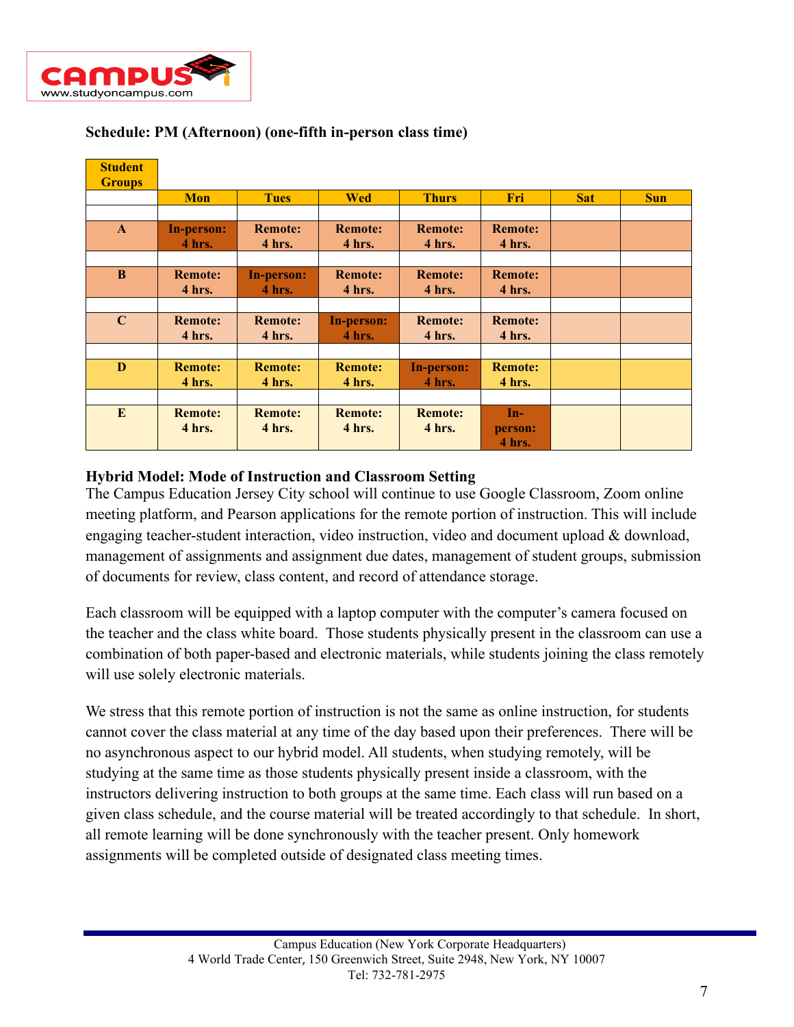**Schedule: PM (Afternoon) (one-fifth in-person class time)**

| Student Groups | Mon | Tues | Wed | Thurs | Fri | Sat | Sun |
|---|---|---|---|---|---|---|---|
| A | In-person: 4 hrs. | Remote: 4 hrs. | Remote: 4 hrs. | Remote: 4 hrs. | Remote: 4 hrs. | | |
| B | Remote: 4 hrs. | In-person: 4 hrs. | Remote: 4 hrs. | Remote: 4 hrs. | Remote: 4 hrs. | | |
| C | Remote: 4 hrs. | Remote: 4 hrs. | In-person: 4 hrs. | Remote: 4 hrs. | Remote: 4 hrs. | | |
| D | Remote: 4 hrs. | Remote: 4 hrs. | Remote: 4 hrs. | In-person: 4 hrs. | Remote: 4 hrs. | | |
| E | Remote: 4 hrs. | Remote: 4 hrs. | Remote: 4 hrs. | Remote: 4 hrs. | In-person: 4 hrs. | | |

**Hybrid Model: Mode of Instruction and Classroom Setting**

The Campus Education Jersey City school will continue to use Google Classroom, Zoom online meeting platform, and Pearson applications for the remote portion of instruction. This will include engaging teacher-student interaction, video instruction, video and document upload & download, management of assignments and assignment due dates, management of student groups, submission of documents for review, class content, and record of attendance storage.

Each classroom will be equipped with a laptop computer with the computer's camera focused on the teacher and the class white board. Those students physically present in the classroom can use a combination of both paper-based and electronic materials, while students joining the class remotely will use solely electronic materials.

We stress that this remote portion of instruction is not the same as online instruction, for students cannot cover the class material at any time of the day based upon their preferences. There will be no asynchronous aspect to our hybrid model. All students, when studying remotely, will be studying at the same time as those students physically present inside a classroom, with the instructors delivering instruction to both groups at the same time. Each class will run based on a given class schedule, and the course material will be treated accordingly to that schedule. In short, all remote learning will be done synchronously with the teacher present. Only homework assignments will be completed outside of designated class meeting times.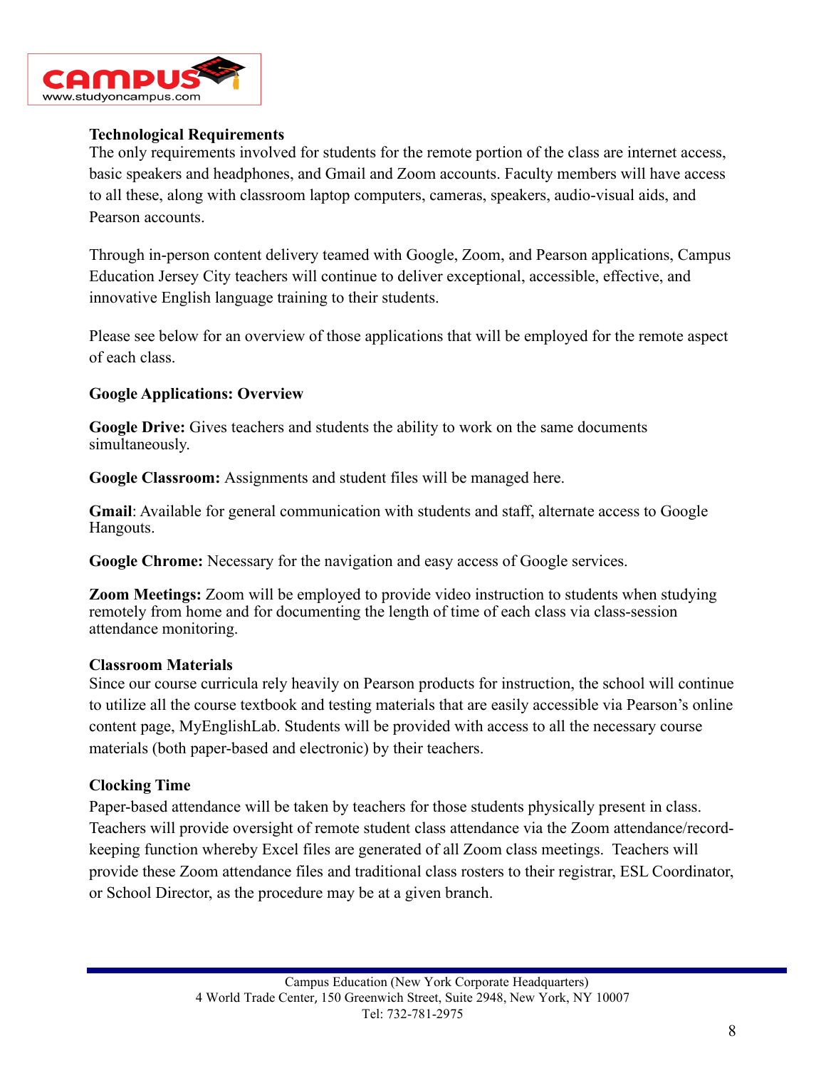**Technological Requirements**

The only requirements involved for students for the remote portion of the class are internet access, basic speakers and headphones, and Gmail and Zoom accounts. Faculty members will have access to all these, along with classroom laptop computers, cameras, speakers, audio-visual aids, and Pearson accounts.

Through in-person content delivery teamed with Google, Zoom, and Pearson applications, Campus Education Jersey City teachers will continue to deliver exceptional, accessible, effective, and innovative English language training to their students.

Please see below for an overview of those applications that will be employed for the remote aspect of each class.

**Google Applications: Overview**

**Google Drive:** Gives teachers and students the ability to work on the same documents simultaneously.

**Google Classroom:** Assignments and student files will be managed here.

**Gmail**: Available for general communication with students and staff, alternate access to Google Hangouts.

**Google Chrome:** Necessary for the navigation and easy access of Google services.

**Zoom Meetings:** Zoom will be employed to provide video instruction to students when studying remotely from home and for documenting the length of time of each class via class-session attendance monitoring.

**Classroom Materials**

Since our course curricula rely heavily on Pearson products for instruction, the school will continue to utilize all the course textbook and testing materials that are easily accessible via Pearson's online content page, MyEnglishLab. Students will be provided with access to all the necessary course materials (both paper-based and electronic) by their teachers.

**Clocking Time**

Paper-based attendance will be taken by teachers for those students physically present in class. Teachers will provide oversight of remote student class attendance via the Zoom attendance/record-keeping function whereby Excel files are generated of all Zoom class meetings. Teachers will provide these Zoom attendance files and traditional class rosters to their registrar, ESL Coordinator, or School Director, as the procedure may be at a given branch.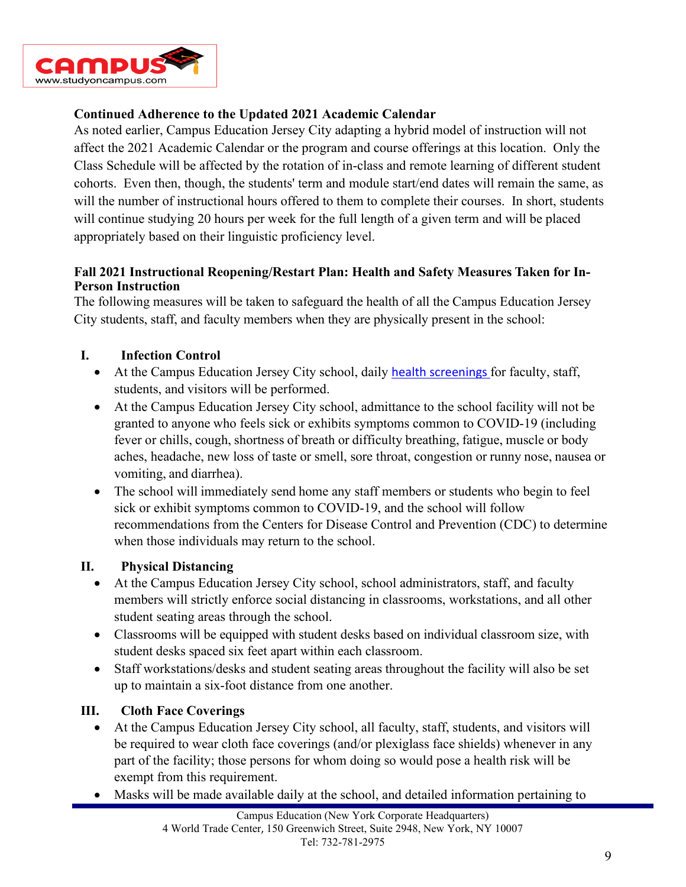**Continued Adherence to the Updated 2021 Academic Calendar**

As noted earlier, Campus Education Jersey City adapting a hybrid model of instruction will not affect the 2021 Academic Calendar or the program and course offerings at this location. Only the Class Schedule will be affected by the rotation of in-class and remote learning of different student cohorts. Even then, though, the students' term and module start/end dates will remain the same, as will the number of instructional hours offered to them to complete their courses. In short, students will continue studying 20 hours per week for the full length of a given term and will be placed appropriately based on their linguistic proficiency level.

**Fall 2021 Instructional Reopening/Restart Plan: Health and Safety Measures Taken for In-Person Instruction**

The following measures will be taken to safeguard the health of all the Campus Education Jersey City students, staff, and faculty members when they are physically present in the school:

**I. Infection Control**

- At the Campus Education Jersey City school, daily health screenings for faculty, staff, students, and visitors will be performed.
- At the Campus Education Jersey City school, admittance to the school facility will not be granted to anyone who feels sick or exhibits symptoms common to COVID-19 (including fever or chills, cough, shortness of breath or difficulty breathing, fatigue, muscle or body aches, headache, new loss of taste or smell, sore throat, congestion or runny nose, nausea or vomiting, and diarrhea).
- The school will immediately send home any staff members or students who begin to feel sick or exhibit symptoms common to COVID-19, and the school will follow recommendations from the Centers for Disease Control and Prevention (CDC) to determine when those individuals may return to the school.

**II. Physical Distancing**

- At the Campus Education Jersey City school, school administrators, staff, and faculty members will strictly enforce social distancing in classrooms, workstations, and all other student seating areas through the school.
- Classrooms will be equipped with student desks based on individual classroom size, with student desks spaced six feet apart within each classroom.
- Staff workstations/desks and student seating areas throughout the facility will also be set up to maintain a six-foot distance from one another.

**III. Cloth Face Coverings**

- At the Campus Education Jersey City school, all faculty, staff, students, and visitors will be required to wear cloth face coverings (and/or plexiglass face shields) whenever in any part of the facility; those persons for whom doing so would pose a health risk will be exempt from this requirement.
- Masks will be made available daily at the school, and detailed information pertaining to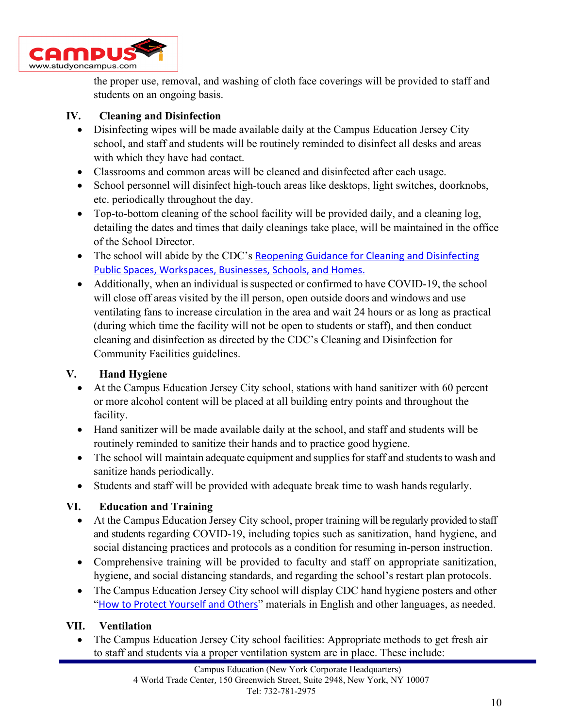the proper use, removal, and washing of cloth face coverings will be provided to staff and students on an ongoing basis.

## IV. Cleaning and Disinfection

- Disinfecting wipes will be made available daily at the Campus Education Jersey City school, and staff and students will be routinely reminded to disinfect all desks and areas with which they have had contact.
- Classrooms and common areas will be cleaned and disinfected after each usage.
- School personnel will disinfect high-touch areas like desktops, light switches, doorknobs, etc. periodically throughout the day.
- Top-to-bottom cleaning of the school facility will be provided daily, and a cleaning log, detailing the dates and times that daily cleanings take place, will be maintained in the office of the School Director.
- The school will abide by the CDC's Reopening Guidance for Cleaning and Disinfecting Public Spaces, Workspaces, Businesses, Schools, and Homes.
- Additionally, when an individual is suspected or confirmed to have COVID-19, the school will close off areas visited by the ill person, open outside doors and windows and use ventilating fans to increase circulation in the area and wait 24 hours or as long as practical (during which time the facility will not be open to students or staff), and then conduct cleaning and disinfection as directed by the CDC's Cleaning and Disinfection for Community Facilities guidelines.

## V. Hand Hygiene

- At the Campus Education Jersey City school, stations with hand sanitizer with 60 percent or more alcohol content will be placed at all building entry points and throughout the facility.
- Hand sanitizer will be made available daily at the school, and staff and students will be routinely reminded to sanitize their hands and to practice good hygiene.
- The school will maintain adequate equipment and supplies for staff and students to wash and sanitize hands periodically.
- Students and staff will be provided with adequate break time to wash hands regularly.

## VI. Education and Training

- At the Campus Education Jersey City school, proper training will be regularly provided to staff and students regarding COVID-19, including topics such as sanitization, hand hygiene, and social distancing practices and protocols as a condition for resuming in-person instruction.
- Comprehensive training will be provided to faculty and staff on appropriate sanitization, hygiene, and social distancing standards, and regarding the school's restart plan protocols.
- The Campus Education Jersey City school will display CDC hand hygiene posters and other "How to Protect Yourself and Others" materials in English and other languages, as needed.

## VII. Ventilation

- The Campus Education Jersey City school facilities: Appropriate methods to get fresh air to staff and students via a proper ventilation system are in place. These include: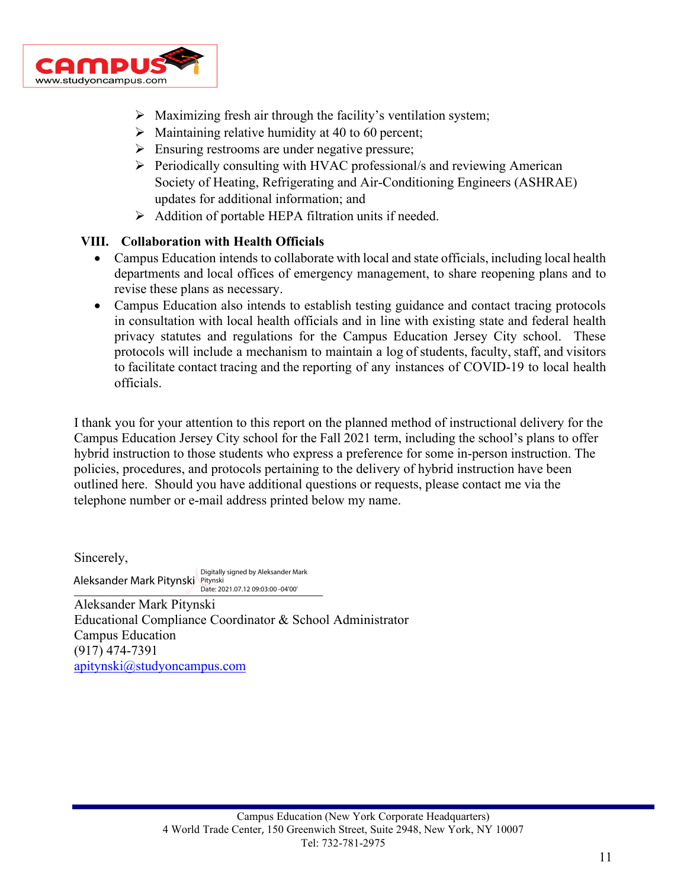- Maximizing fresh air through the facility's ventilation system;
- Maintaining relative humidity at 40 to 60 percent;
- Ensuring restrooms are under negative pressure;
- Periodically consulting with HVAC professional/s and reviewing American Society of Heating, Refrigerating and Air-Conditioning Engineers (ASHRAE) updates for additional information; and
- Addition of portable HEPA filtration units if needed.

## VIII. Collaboration with Health Officials

- Campus Education intends to collaborate with local and state officials, including local health departments and local offices of emergency management, to share reopening plans and to revise these plans as necessary.
- Campus Education also intends to establish testing guidance and contact tracing protocols in consultation with local health officials and in line with existing state and federal health privacy statutes and regulations for the Campus Education Jersey City school. These protocols will include a mechanism to maintain a log of students, faculty, staff, and visitors to facilitate contact tracing and the reporting of any instances of COVID-19 to local health officials.

I thank you for your attention to this report on the planned method of instructional delivery for the Campus Education Jersey City school for the Fall 2021 term, including the school's plans to offer hybrid instruction to those students who express a preference for some in-person instruction. The policies, procedures, and protocols pertaining to the delivery of hybrid instruction have been outlined here. Should you have additional questions or requests, please contact me via the telephone number or e-mail address printed below my name.

Sincerely,

Aleksander Mark Pitynski — Digitally signed by Aleksander Mark Pitynski, Date: 2021.07.12 09:03:00 -04'00'

Aleksander Mark Pitynski
Educational Compliance Coordinator & School Administrator
Campus Education
(917) 474-7391
apitynski@studyoncampus.com